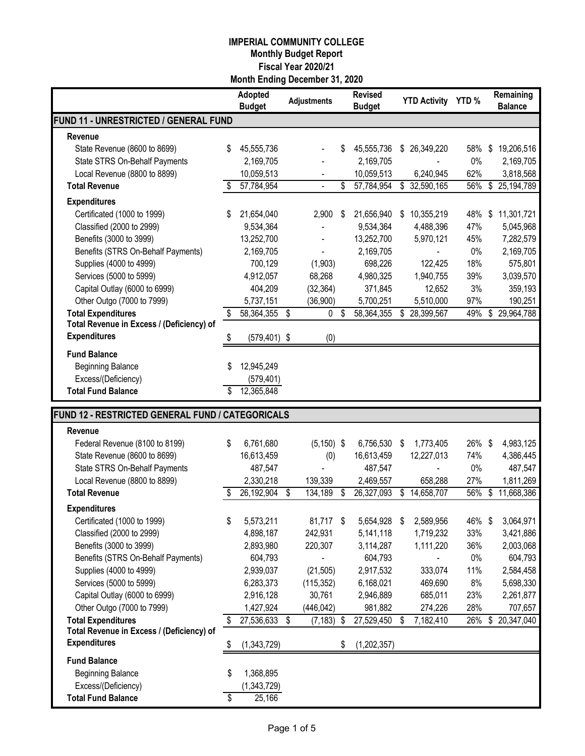# IMPERIAL COMMUNITY COLLEGE
## Monthly Budget Report
## Fiscal Year 2020/21
## Month Ending December 31, 2020

| | Adopted Budget | Adjustments | Revised Budget | YTD Activity | YTD % | Remaining Balance |
|---|---|---|---|---|---|---|
| **FUND 11 - UNRESTRICTED / GENERAL FUND** | | | | | | |
| **Revenue** | | | | | | |
| State Revenue (8600 to 8699) | $ 45,555,736 | - | $ 45,555,736 | $ 26,349,220 | 58% | $ 19,206,516 |
| State STRS On-Behalf Payments | 2,169,705 | - | 2,169,705 | - | 0% | 2,169,705 |
| Local Revenue (8800 to 8899) | 10,059,513 | - | 10,059,513 | 6,240,945 | 62% | 3,818,568 |
| **Total Revenue** | $ 57,784,954 | - | $ 57,784,954 | $ 32,590,165 | 56% | $ 25,194,789 |
| **Expenditures** | | | | | | |
| Certificated (1000 to 1999) | $ 21,654,040 | 2,900 | $ 21,656,940 | $ 10,355,219 | 48% | $ 11,301,721 |
| Classified (2000 to 2999) | 9,534,364 | - | 9,534,364 | 4,488,396 | 47% | 5,045,968 |
| Benefits (3000 to 3999) | 13,252,700 | - | 13,252,700 | 5,970,121 | 45% | 7,282,579 |
| Benefits (STRS On-Behalf Payments) | 2,169,705 | - | 2,169,705 | - | 0% | 2,169,705 |
| Supplies (4000 to 4999) | 700,129 | (1,903) | 698,226 | 122,425 | 18% | 575,801 |
| Services (5000 to 5999) | 4,912,057 | 68,268 | 4,980,325 | 1,940,755 | 39% | 3,039,570 |
| Capital Outlay (6000 to 6999) | 404,209 | (32,364) | 371,845 | 12,652 | 3% | 359,193 |
| Other Outgo (7000 to 7999) | 5,737,151 | (36,900) | 5,700,251 | 5,510,000 | 97% | 190,251 |
| **Total Expenditures** | $ 58,364,355 | $ 0 | $ 58,364,355 | $ 28,399,567 | 49% | $ 29,964,788 |
| **Total Revenue in Excess / (Deficiency) of Expenditures** | $ (579,401) | $ (0) | | | | |
| **Fund Balance** | | | | | | |
| Beginning Balance | $ 12,945,249 | | | | | |
| Excess/(Deficiency) | (579,401) | | | | | |
| **Total Fund Balance** | $ 12,365,848 | | | | | |

| | Adopted Budget | Adjustments | Revised Budget | YTD Activity | YTD % | Remaining Balance |
|---|---|---|---|---|---|---|
| **FUND 12 - RESTRICTED GENERAL FUND / CATEGORICALS** | | | | | | |
| **Revenue** | | | | | | |
| Federal Revenue (8100 to 8199) | $ 6,761,680 | (5,150) | $ 6,756,530 | $ 1,773,405 | 26% | $ 4,983,125 |
| State Revenue (8600 to 8699) | 16,613,459 | (0) | 16,613,459 | 12,227,013 | 74% | 4,386,445 |
| State STRS On-Behalf Payments | 487,547 | - | 487,547 | - | 0% | 487,547 |
| Local Revenue (8800 to 8899) | 2,330,218 | 139,339 | 2,469,557 | 658,288 | 27% | 1,811,269 |
| **Total Revenue** | $ 26,192,904 | $ 134,189 | $ 26,327,093 | $ 14,658,707 | 56% | $ 11,668,386 |
| **Expenditures** | | | | | | |
| Certificated (1000 to 1999) | $ 5,573,211 | 81,717 | $ 5,654,928 | $ 2,589,956 | 46% | $ 3,064,971 |
| Classified (2000 to 2999) | 4,898,187 | 242,931 | 5,141,118 | 1,719,232 | 33% | 3,421,886 |
| Benefits (3000 to 3999) | 2,893,980 | 220,307 | 3,114,287 | 1,111,220 | 36% | 2,003,068 |
| Benefits (STRS On-Behalf Payments) | 604,793 | - | 604,793 | - | 0% | 604,793 |
| Supplies (4000 to 4999) | 2,939,037 | (21,505) | 2,917,532 | 333,074 | 11% | 2,584,458 |
| Services (5000 to 5999) | 6,283,373 | (115,352) | 6,168,021 | 469,690 | 8% | 5,698,330 |
| Capital Outlay (6000 to 6999) | 2,916,128 | 30,761 | 2,946,889 | 685,011 | 23% | 2,261,877 |
| Other Outgo (7000 to 7999) | 1,427,924 | (446,042) | 981,882 | 274,226 | 28% | 707,657 |
| **Total Expenditures** | $ 27,536,633 | $ (7,183) | $ 27,529,450 | $ 7,182,410 | 26% | $ 20,347,040 |
| **Total Revenue in Excess / (Deficiency) of Expenditures** | $ (1,343,729) | | $ (1,202,357) | | | |
| **Fund Balance** | | | | | | |
| Beginning Balance | $ 1,368,895 | | | | | |
| Excess/(Deficiency) | (1,343,729) | | | | | |
| **Total Fund Balance** | $ 25,166 | | | | | |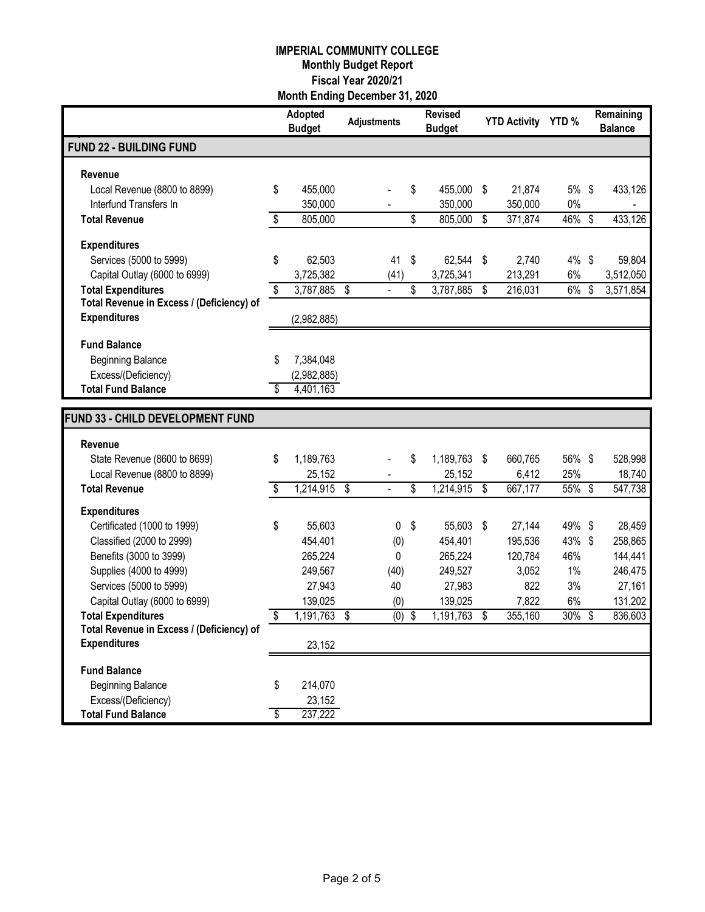**IMPERIAL COMMUNITY COLLEGE**
**Monthly Budget Report**
**Fiscal Year 2020/21**
**Month Ending December 31, 2020**

| | Adopted Budget | Adjustments | Revised Budget | YTD Activity | YTD % | Remaining Balance |
|---|---|---|---|---|---|---|
| **FUND 22 - BUILDING FUND** | | | | | | |
| **Revenue** | | | | | | |
| Local Revenue (8800 to 8899) | $ 455,000 | - | $ 455,000 | $ 21,874 | 5% | $ 433,126 |
| Interfund Transfers In | 350,000 | - | 350,000 | 350,000 | 0% | - |
| **Total Revenue** | $ 805,000 | | $ 805,000 | $ 371,874 | 46% | $ 433,126 |
| **Expenditures** | | | | | | |
| Services (5000 to 5999) | $ 62,503 | 41 | $ 62,544 | $ 2,740 | 4% | $ 59,804 |
| Capital Outlay (6000 to 6999) | 3,725,382 | (41) | 3,725,341 | 213,291 | 6% | 3,512,050 |
| **Total Expenditures** | $ 3,787,885 | $ - | $ 3,787,885 | $ 216,031 | 6% | $ 3,571,854 |
| **Total Revenue in Excess / (Deficiency) of Expenditures** | (2,982,885) | | | | | |
| **Fund Balance** | | | | | | |
| Beginning Balance | $ 7,384,048 | | | | | |
| Excess/(Deficiency) | (2,982,885) | | | | | |
| **Total Fund Balance** | $ 4,401,163 | | | | | |

| | Adopted Budget | Adjustments | Revised Budget | YTD Activity | YTD % | Remaining Balance |
|---|---|---|---|---|---|---|
| **FUND 33 - CHILD DEVELOPMENT FUND** | | | | | | |
| **Revenue** | | | | | | |
| State Revenue (8600 to 8699) | $ 1,189,763 | - | $ 1,189,763 | $ 660,765 | 56% | $ 528,998 |
| Local Revenue (8800 to 8899) | 25,152 | - | 25,152 | 6,412 | 25% | 18,740 |
| **Total Revenue** | $ 1,214,915 | $ - | $ 1,214,915 | $ 667,177 | 55% | $ 547,738 |
| **Expenditures** | | | | | | |
| Certificated (1000 to 1999) | $ 55,603 | 0 | $ 55,603 | $ 27,144 | 49% | $ 28,459 |
| Classified (2000 to 2999) | 454,401 | (0) | 454,401 | 195,536 | 43% | $ 258,865 |
| Benefits (3000 to 3999) | 265,224 | 0 | 265,224 | 120,784 | 46% | 144,441 |
| Supplies (4000 to 4999) | 249,567 | (40) | 249,527 | 3,052 | 1% | 246,475 |
| Services (5000 to 5999) | 27,943 | 40 | 27,983 | 822 | 3% | 27,161 |
| Capital Outlay (6000 to 6999) | 139,025 | (0) | 139,025 | 7,822 | 6% | 131,202 |
| **Total Expenditures** | $ 1,191,763 | $ (0) | $ 1,191,763 | $ 355,160 | 30% | $ 836,603 |
| **Total Revenue in Excess / (Deficiency) of Expenditures** | 23,152 | | | | | |
| **Fund Balance** | | | | | | |
| Beginning Balance | $ 214,070 | | | | | |
| Excess/(Deficiency) | 23,152 | | | | | |
| **Total Fund Balance** | $ 237,222 | | | | | |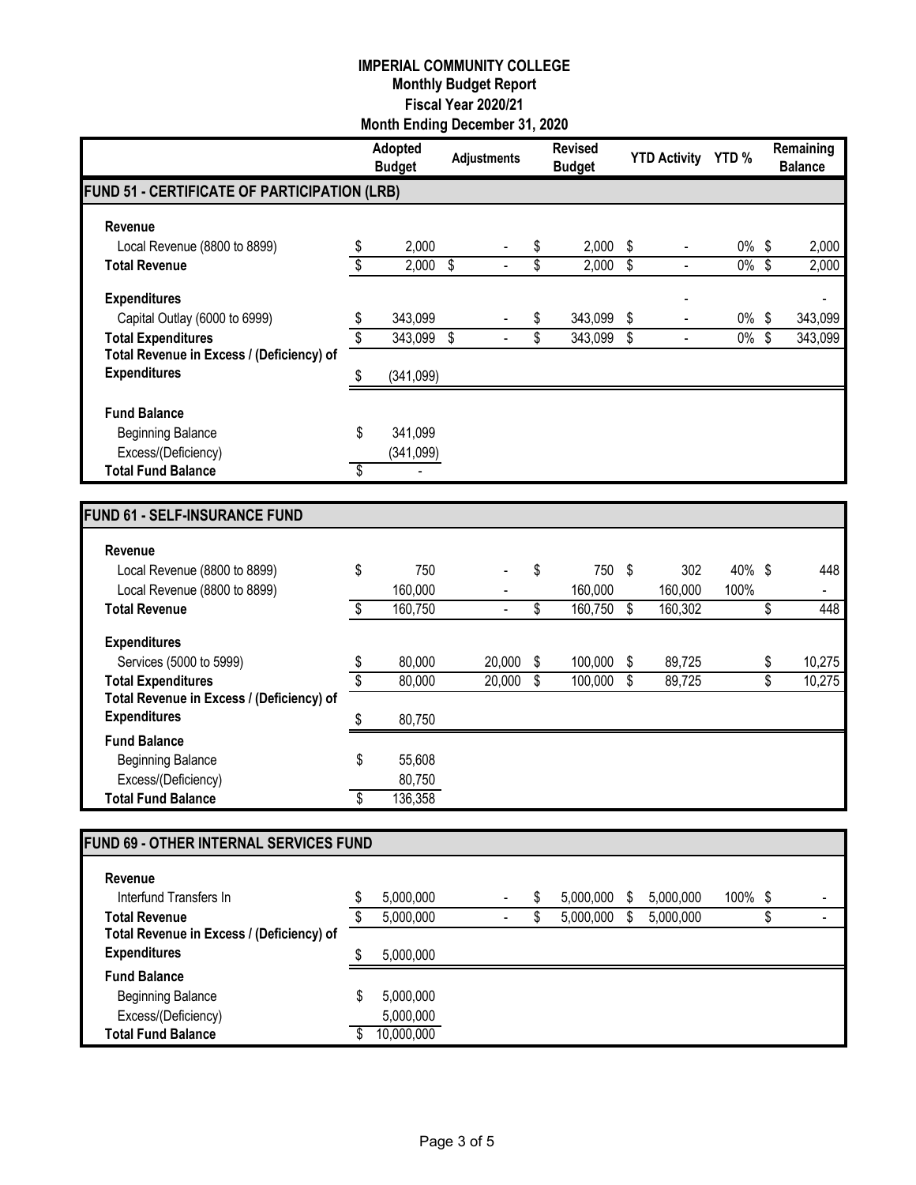**IMPERIAL COMMUNITY COLLEGE**
**Monthly Budget Report**
**Fiscal Year 2020/21**
**Month Ending December 31, 2020**

| | Adopted Budget | Adjustments | Revised Budget | YTD Activity | YTD % | Remaining Balance |
|---|---|---|---|---|---|---|
| **FUND 51 - CERTIFICATE OF PARTICIPATION (LRB)** | | | | | | |
| **Revenue** | | | | | | |
| Local Revenue (8800 to 8899) | $ 2,000 | - | $ 2,000 | $ - | 0% | $ 2,000 |
| **Total Revenue** | $ 2,000 | $ - | $ 2,000 | $ - | 0% | $ 2,000 |
| **Expenditures** | | | | - | | - |
| Capital Outlay (6000 to 6999) | $ 343,099 | - | $ 343,099 | $ - | 0% | $ 343,099 |
| **Total Expenditures** | $ 343,099 | $ - | $ 343,099 | $ - | 0% | $ 343,099 |
| **Total Revenue in Excess / (Deficiency) of Expenditures** | $ (341,099) | | | | | |
| **Fund Balance** | | | | | | |
| Beginning Balance | $ 341,099 | | | | | |
| Excess/(Deficiency) | (341,099) | | | | | |
| **Total Fund Balance** | $ - | | | | | |

| | Adopted Budget | Adjustments | Revised Budget | YTD Activity | YTD % | Remaining Balance |
|---|---|---|---|---|---|---|
| **FUND 61 - SELF-INSURANCE FUND** | | | | | | |
| **Revenue** | | | | | | |
| Local Revenue (8800 to 8899) | $ 750 | - | $ 750 | $ 302 | 40% | $ 448 |
| Local Revenue (8800 to 8899) | 160,000 | - | 160,000 | 160,000 | 100% | - |
| **Total Revenue** | $ 160,750 | - | $ 160,750 | $ 160,302 | | $ 448 |
| **Expenditures** | | | | | | |
| Services (5000 to 5999) | $ 80,000 | 20,000 | $ 100,000 | $ 89,725 | | $ 10,275 |
| **Total Expenditures** | $ 80,000 | 20,000 | $ 100,000 | $ 89,725 | | $ 10,275 |
| **Total Revenue in Excess / (Deficiency) of Expenditures** | $ 80,750 | | | | | |
| **Fund Balance** | | | | | | |
| Beginning Balance | $ 55,608 | | | | | |
| Excess/(Deficiency) | 80,750 | | | | | |
| **Total Fund Balance** | $ 136,358 | | | | | |

| | Adopted Budget | Adjustments | Revised Budget | YTD Activity | YTD % | Remaining Balance |
|---|---|---|---|---|---|---|
| **FUND 69 - OTHER INTERNAL SERVICES FUND** | | | | | | |
| **Revenue** | | | | | | |
| Interfund Transfers In | $ 5,000,000 | - | $ 5,000,000 | $ 5,000,000 | 100% | $ - |
| **Total Revenue** | $ 5,000,000 | - | $ 5,000,000 | $ 5,000,000 | | $ - |
| **Total Revenue in Excess / (Deficiency) of Expenditures** | $ 5,000,000 | | | | | |
| **Fund Balance** | | | | | | |
| Beginning Balance | $ 5,000,000 | | | | | |
| Excess/(Deficiency) | 5,000,000 | | | | | |
| **Total Fund Balance** | $ 10,000,000 | | | | | |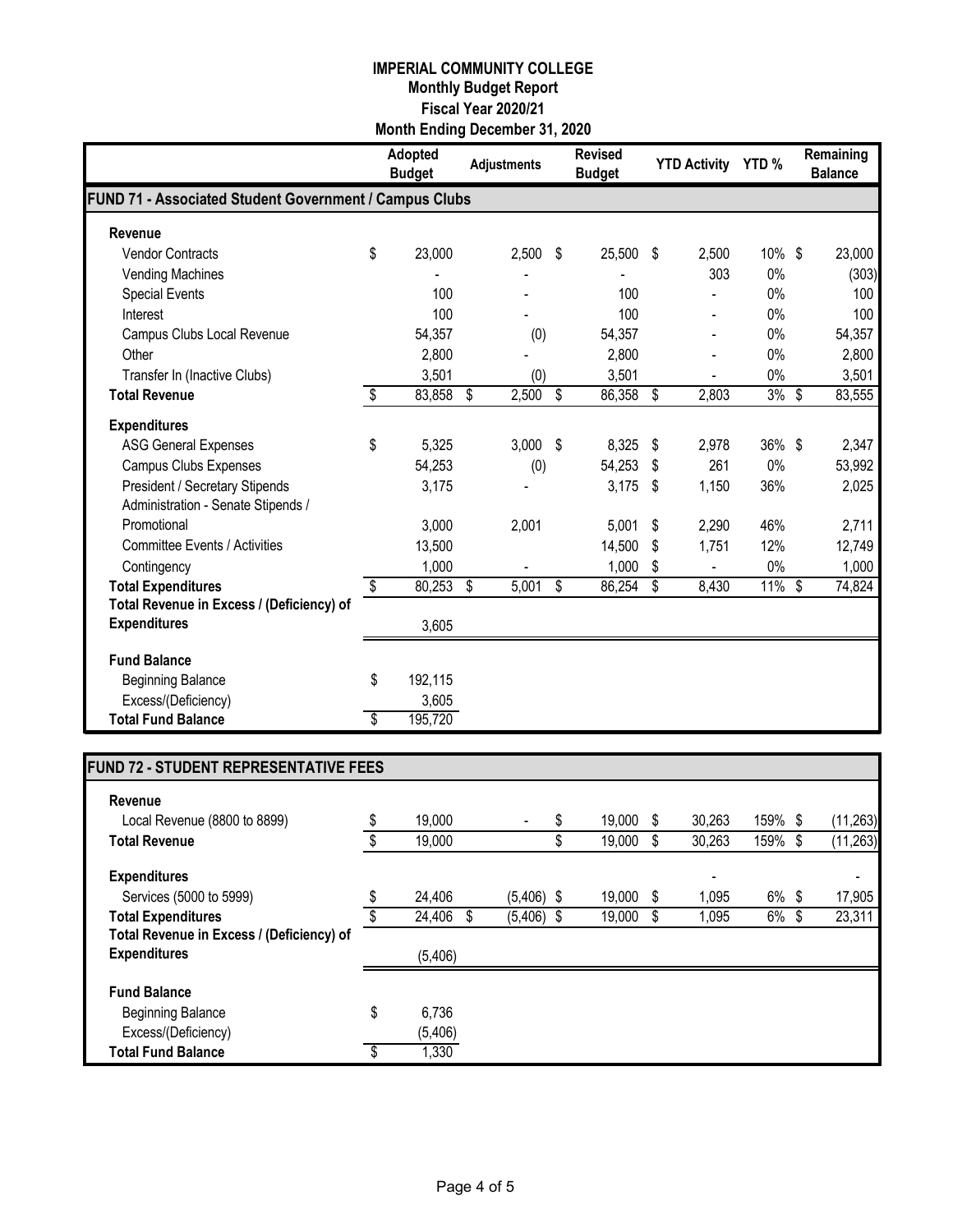**IMPERIAL COMMUNITY COLLEGE**
**Monthly Budget Report**
**Fiscal Year 2020/21**
**Month Ending December 31, 2020**

| | Adopted Budget | Adjustments | Revised Budget | YTD Activity | YTD % | Remaining Balance |
|---|---|---|---|---|---|---|
| **FUND 71 - Associated Student Government / Campus Clubs** | | | | | | |
| **Revenue** | | | | | | |
| Vendor Contracts | $ 23,000 | 2,500 | $ 25,500 | $ 2,500 | 10% | $ 23,000 |
| Vending Machines | - | - | - | 303 | 0% | (303) |
| Special Events | 100 | - | 100 | - | 0% | 100 |
| Interest | 100 | - | 100 | - | 0% | 100 |
| Campus Clubs Local Revenue | 54,357 | (0) | 54,357 | - | 0% | 54,357 |
| Other | 2,800 | - | 2,800 | - | 0% | 2,800 |
| Transfer In (Inactive Clubs) | 3,501 | (0) | 3,501 | - | 0% | 3,501 |
| **Total Revenue** | $ 83,858 | $ 2,500 | $ 86,358 | $ 2,803 | 3% | $ 83,555 |
| **Expenditures** | | | | | | |
| ASG General Expenses | $ 5,325 | 3,000 | $ 8,325 | $ 2,978 | 36% | $ 2,347 |
| Campus Clubs Expenses | 54,253 | (0) | 54,253 | $ 261 | 0% | 53,992 |
| President / Secretary Stipends | 3,175 | - | 3,175 | $ 1,150 | 36% | 2,025 |
| Administration - Senate Stipends / Promotional | 3,000 | 2,001 | 5,001 | $ 2,290 | 46% | 2,711 |
| Committee Events / Activities | 13,500 | | 14,500 | $ 1,751 | 12% | 12,749 |
| Contingency | 1,000 | - | 1,000 | $ - | 0% | 1,000 |
| **Total Expenditures** | $ 80,253 | $ 5,001 | $ 86,254 | $ 8,430 | 11% | $ 74,824 |
| **Total Revenue in Excess / (Deficiency) of Expenditures** | 3,605 | | | | | |
| **Fund Balance** | | | | | | |
| Beginning Balance | $ 192,115 | | | | | |
| Excess/(Deficiency) | 3,605 | | | | | |
| **Total Fund Balance** | $ 195,720 | | | | | |

| | Adopted Budget | Adjustments | Revised Budget | YTD Activity | YTD % | Remaining Balance |
|---|---|---|---|---|---|---|
| **FUND 72 - STUDENT REPRESENTATIVE FEES** | | | | | | |
| **Revenue** | | | | | | |
| Local Revenue (8800 to 8899) | $ 19,000 | - | $ 19,000 | $ 30,263 | 159% | $ (11,263) |
| **Total Revenue** | $ 19,000 | | $ 19,000 | $ 30,263 | 159% | $ (11,263) |
| **Expenditures** | | | | - | | - |
| Services (5000 to 5999) | $ 24,406 | (5,406) | $ 19,000 | $ 1,095 | 6% | $ 17,905 |
| **Total Expenditures** | $ 24,406 | $ (5,406) | $ 19,000 | $ 1,095 | 6% | $ 23,311 |
| **Total Revenue in Excess / (Deficiency) of Expenditures** | (5,406) | | | | | |
| **Fund Balance** | | | | | | |
| Beginning Balance | $ 6,736 | | | | | |
| Excess/(Deficiency) | (5,406) | | | | | |
| **Total Fund Balance** | $ 1,330 | | | | | |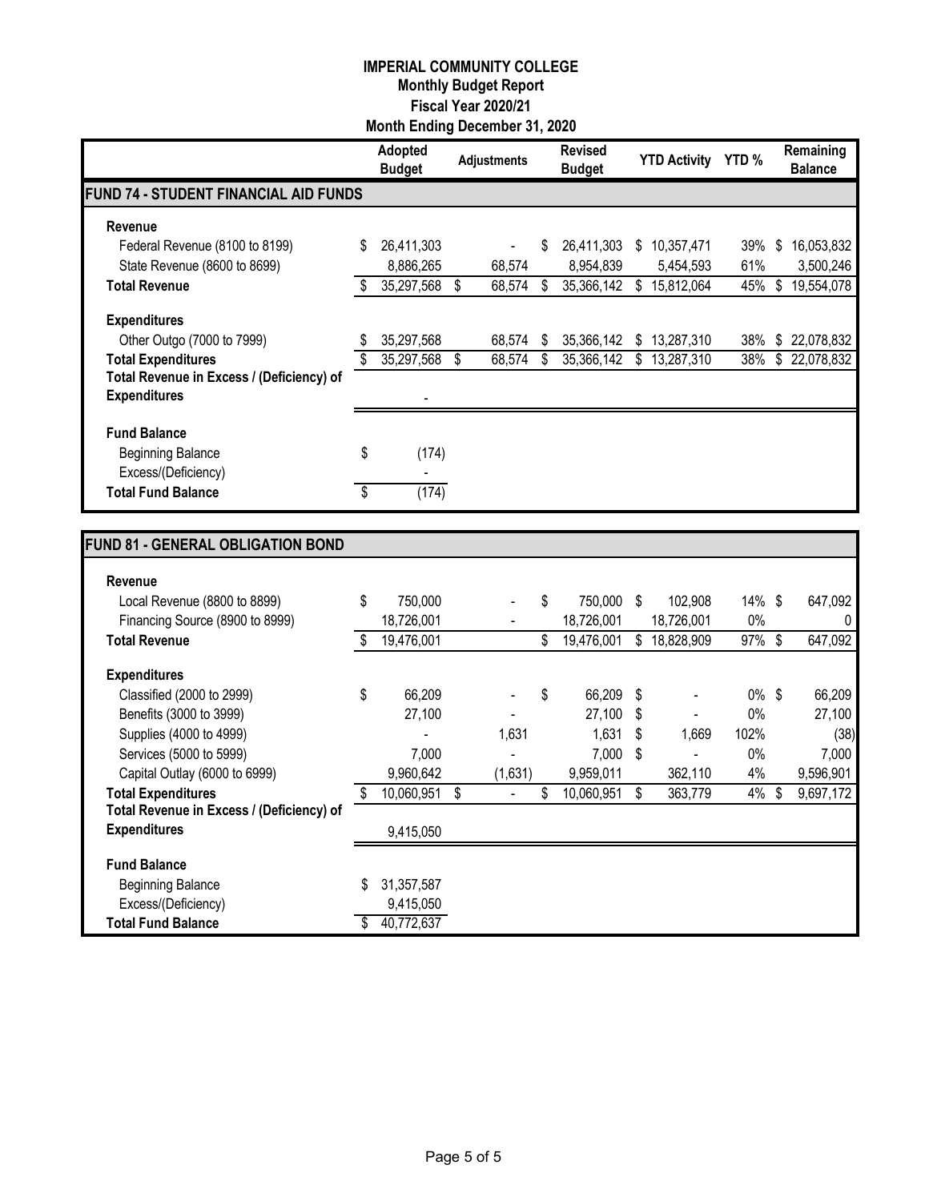**IMPERIAL COMMUNITY COLLEGE**
**Monthly Budget Report**
**Fiscal Year 2020/21**
**Month Ending December 31, 2020**

| | Adopted Budget | Adjustments | Revised Budget | YTD Activity | YTD % | Remaining Balance |
|---|---|---|---|---|---|---|
| **FUND 74 - STUDENT FINANCIAL AID FUNDS** | | | | | | |
| **Revenue** | | | | | | |
| Federal Revenue (8100 to 8199) | $ 26,411,303 | - | $ 26,411,303 | $ 10,357,471 | 39% | $ 16,053,832 |
| State Revenue (8600 to 8699) | 8,886,265 | 68,574 | 8,954,839 | 5,454,593 | 61% | 3,500,246 |
| **Total Revenue** | $ 35,297,568 | $ 68,574 | $ 35,366,142 | $ 15,812,064 | 45% | $ 19,554,078 |
| **Expenditures** | | | | | | |
| Other Outgo (7000 to 7999) | $ 35,297,568 | 68,574 | $ 35,366,142 | $ 13,287,310 | 38% | $ 22,078,832 |
| **Total Expenditures** | $ 35,297,568 | $ 68,574 | $ 35,366,142 | $ 13,287,310 | 38% | $ 22,078,832 |
| **Total Revenue in Excess / (Deficiency) of Expenditures** | - | | | | | |
| **Fund Balance** | | | | | | |
| Beginning Balance | $ (174) | | | | | |
| Excess/(Deficiency) | - | | | | | |
| **Total Fund Balance** | $ (174) | | | | | |

| | Adopted Budget | Adjustments | Revised Budget | YTD Activity | YTD % | Remaining Balance |
|---|---|---|---|---|---|---|
| **FUND 81 - GENERAL OBLIGATION BOND** | | | | | | |
| **Revenue** | | | | | | |
| Local Revenue (8800 to 8899) | $ 750,000 | - | $ 750,000 | $ 102,908 | 14% | $ 647,092 |
| Financing Source (8900 to 8999) | 18,726,001 | - | 18,726,001 | 18,726,001 | 0% | 0 |
| **Total Revenue** | $ 19,476,001 | | $ 19,476,001 | $ 18,828,909 | 97% | $ 647,092 |
| **Expenditures** | | | | | | |
| Classified (2000 to 2999) | $ 66,209 | - | $ 66,209 | $ - | 0% | $ 66,209 |
| Benefits (3000 to 3999) | 27,100 | - | 27,100 | $ - | 0% | 27,100 |
| Supplies (4000 to 4999) | - | 1,631 | 1,631 | $ 1,669 | 102% | (38) |
| Services (5000 to 5999) | 7,000 | - | 7,000 | $ - | 0% | 7,000 |
| Capital Outlay (6000 to 6999) | 9,960,642 | (1,631) | 9,959,011 | 362,110 | 4% | 9,596,901 |
| **Total Expenditures** | $ 10,060,951 | $ - | $ 10,060,951 | $ 363,779 | 4% | $ 9,697,172 |
| **Total Revenue in Excess / (Deficiency) of Expenditures** | 9,415,050 | | | | | |
| **Fund Balance** | | | | | | |
| Beginning Balance | $ 31,357,587 | | | | | |
| Excess/(Deficiency) | 9,415,050 | | | | | |
| **Total Fund Balance** | $ 40,772,637 | | | | | |